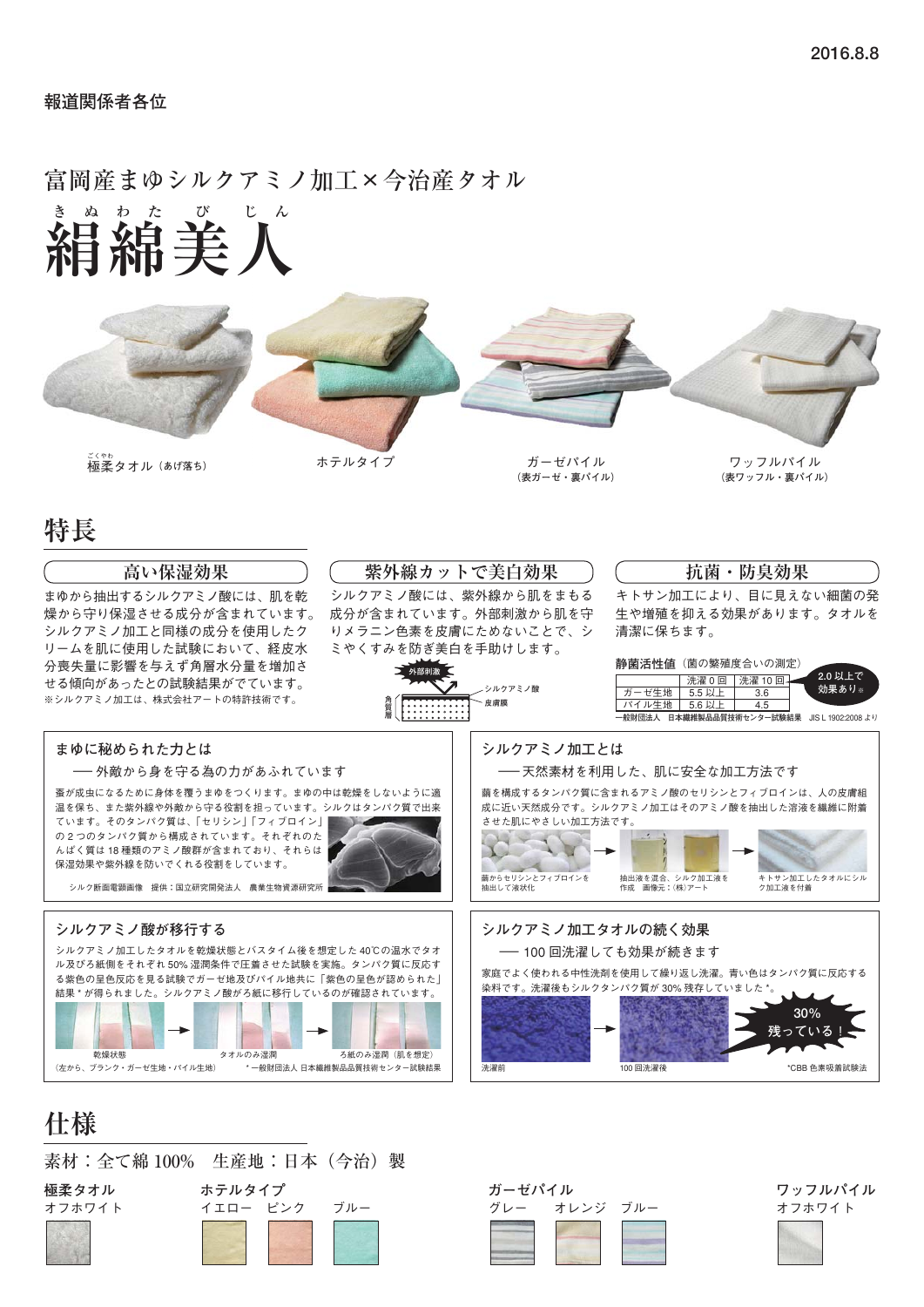2016.8.8

報道関係者各位

富岡産まゆシルクアミノ加工×今治産タオル

# 絹綿美人（きぬわたびじん）

極柔（ごくやわ）タオル（あげ落ち）　ホテルタイプ　ガーゼパイル（表ガーゼ・裏パイル）　ワッフルパイル（表ワッフル・裏パイル）

## 特長

### 高い保湿効果

まゆから抽出するシルクアミノ酸には、肌を乾燥から守り保湿させる成分が含まれています。シルクアミノ加工と同様の成分を使用したクリームを肌に使用した試験において、経皮水分喪失量に影響を与えず角層水分量を増加させる傾向があったとの試験結果がでています。

※シルクアミノ加工は、株式会社アートの特許技術です。

### 紫外線カットで美白効果

シルクアミノ酸には、紫外線から肌をまもる成分が含まれています。外部刺激から肌を守りメラニン色素を皮膚にためないことで、シミやくすみを防ぎ美白を手助けします。

外部刺激　シルクアミノ酸　皮膚膜　角質層

### 抗菌・防臭効果

キトサン加工により、目に見えない細菌の発生や増殖を抑える効果があります。タオルを清潔に保ちます。

**静菌活性値**（菌の繁殖度合いの測定）

| | 洗濯 0 回 | 洗濯 10 回 |
|---|---|---|
| ガーゼ生地 | 5.5 以上 | 3.6 |
| パイル生地 | 5.6 以上 | 4.5 |

2.0 以上で効果あり※

一般財団法人　日本繊維製品品質技術センター試験結果　JIS L 1902:2008 より

### まゆに秘められた力とは

── 外敵から身を守る為の力があふれています

蚕が成虫になるために身体を覆うまゆをつくります。まゆの中は乾燥をしないように適温を保ち、また紫外線や外敵から守る役割を担っています。シルクはタンパク質で出来ています。そのタンパク質は、「セリシン」「フィブロイン」の２つのタンパク質から構成されています。それぞれのたんぱく質は 18 種類のアミノ酸群が含まれており、それらは保湿効果や紫外線を防いでくれる役割をしています。

シルク断面電顕画像　提供：国立研究開発法人　農業生物資源研究所

### シルクアミノ加工とは

── 天然素材を利用した、肌に安全な加工方法です

繭を構成するタンパク質に含まれるアミノ酸のセリシンとフィブロインは、人の皮膚組成に近い天然成分です。シルクアミノ加工はそのアミノ酸を抽出した溶液を繊維に附着させた肌にやさしい加工方法です。

繭からセリシンとフィブロインを抽出して液状化 → 抽出液を混合、シルク加工液を作成　画像元：(株)アート → キトサン加工したタオルにシルク加工液を付着

### シルクアミノ酸が移行する

シルクアミノ加工したタオルを乾燥状態とバスタイム後を想定した 40℃の温水でタオル及びろ紙側をそれぞれ 50% 湿潤条件で圧着させた試験を実施。タンパク質に反応する紫色の呈色反応を見る試験でガーゼ地及びパイル地共に「紫色の呈色が認められた」結果 * が得られました。シルクアミノ酸がろ紙に移行しているのが確認されています。

乾燥状態 → タオルのみ湿潤 → ろ紙のみ湿潤（肌を想定）

（左から、ブランク・ガーゼ生地・パイル生地）　* 一般財団法人 日本繊維製品品質技術センター試験結果

### シルクアミノ加工タオルの続く効果

── 100 回洗濯しても効果が続きます

家庭でよく使われる中性洗剤を使用して繰り返し洗濯。青い色はタンパク質に反応する染料です。洗濯後もシルクタンパク質が 30% 残存していました *。

洗濯前 → 100 回洗濯後　30% 残っている！

*CBB 色素吸着試験法

## 仕様

素材：全て綿 100%　生産地：日本（今治）製

**極柔タオル**
オフホワイト

**ホテルタイプ**
イエロー　ピンク　ブルー

**ガーゼパイル**
グレー　オレンジ　ブルー

**ワッフルパイル**
オフホワイト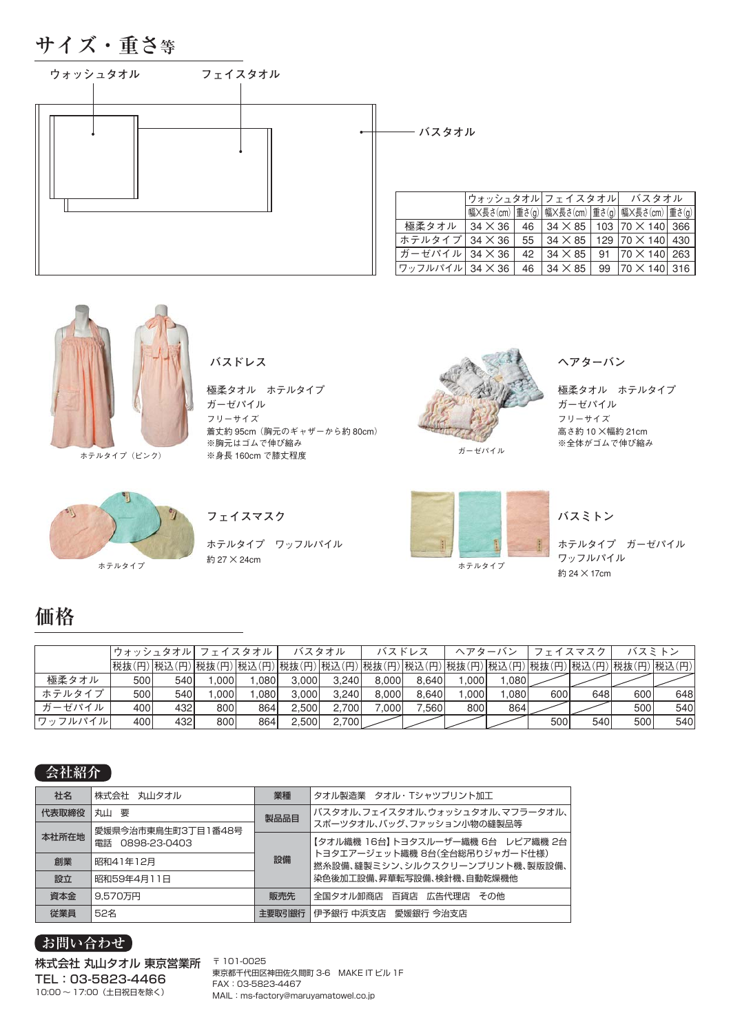## サイズ・重さ等

ウォッシュタオル　フェイスタオル　バスタオル

| | ウォッシュタオル | | フェイスタオル | | バスタオル | |
|---|---|---|---|---|---|---|
| | 幅X長さ(cm) | 重さ(g) | 幅X長さ(cm) | 重さ(g) | 幅X長さ(cm) | 重さ(g) |
| 極柔タオル | 34 × 36 | 46 | 34 × 85 | 103 | 70 × 140 | 366 |
| ホテルタイプ | 34 × 36 | 55 | 34 × 85 | 129 | 70 × 140 | 430 |
| ガーゼパイル | 34 × 36 | 42 | 34 × 85 | 91 | 70 × 140 | 263 |
| ワッフルパイル | 34 × 36 | 46 | 34 × 85 | 99 | 70 × 140 | 316 |

ホテルタイプ（ピンク）

### バスドレス

極柔タオル　ホテルタイプ
ガーゼパイル
フリーサイズ
着丈約 95cm（胸元のギャザーから約 80cm）
※胸元はゴムで伸び縮み
※身長 160cm で膝丈程度

ガーゼパイル

### ヘアターバン

極柔タオル　ホテルタイプ
ガーゼパイル
フリーサイズ
高さ約 10 ×幅約 21cm
※全体がゴムで伸び縮み

ホテルタイプ

### フェイスマスク

ホテルタイプ　ワッフルパイル
約 27 × 24cm

ホテルタイプ

### バスミトン

ホテルタイプ　ガーゼパイル
ワッフルパイル
約 24 × 17cm

## 価格

| | ウォッシュタオル | | フェイスタオル | | バスタオル | | バスドレス | | ヘアターバン | | フェイスマスク | | バスミトン | |
|---|---|---|---|---|---|---|---|---|---|---|---|---|---|---|
| | 税抜(円) | 税込(円) | 税抜(円) | 税込(円) | 税抜(円) | 税込(円) | 税抜(円) | 税込(円) | 税抜(円) | 税込(円) | 税抜(円) | 税込(円) | 税抜(円) | 税込(円) |
| 極柔タオル | 500 | 540 | 1,000 | 1,080 | 3,000 | 3,240 | 8,000 | 8,640 | 1,000 | 1,080 | | | | |
| ホテルタイプ | 500 | 540 | 1,000 | 1,080 | 3,000 | 3,240 | 8,000 | 8,640 | 1,000 | 1,080 | 600 | 648 | 600 | 648 |
| ガーゼパイル | 400 | 432 | 800 | 864 | 2,500 | 2,700 | 7,000 | 7,560 | 800 | 864 | | | 500 | 540 |
| ワッフルパイル | 400 | 432 | 800 | 864 | 2,500 | 2,700 | | | | | 500 | 540 | 500 | 540 |

## 会社紹介

| 社名 | 株式会社　丸山タオル | 業種 | タオル製造業　タオル・Tシャツプリント加工 |
|---|---|---|---|
| 代表取締役 | 丸山　要 | 製品品目 | バスタオル、フェイスタオル、ウォッシュタオル、マフラータオル、スポーツタオル、バッグ、ファッション小物の縫製品等 |
| 本社所在地 | 愛媛県今治市東鳥生町3丁目1番48号<br>電話　0898-23-0403 | 設備 | 【タオル織機 16台】トヨタスルーザー織機 6台　レピア織機 2台<br>トヨタエアージェット織機 8台(全台総吊りジャガード仕様)<br>撚糸設備、縫製ミシン、シルクスクリーンプリント機、製版設備、<br>染色後加工設備、昇華転写設備、検針機、自動乾燥機他 |
| 創業 | 昭和41年12月 | | |
| 設立 | 昭和59年4月11日 | | |
| 資本金 | 9,570万円 | 販売先 | 全国タオル卸商店　百貨店　広告代理店　その他 |
| 従業員 | 52名 | 主要取引銀行 | 伊予銀行 中浜支店　愛媛銀行 今治支店 |

## お問い合わせ

**株式会社 丸山タオル 東京営業所**
**TEL：03-5823-4466**
10:00～17:00（土日祝日を除く）

〒101-0025
東京都千代田区神田佐久間町 3-6　MAKE IT ビル 1F
FAX：03-5823-4467
MAIL：ms-factory@maruyamatowel.co.jp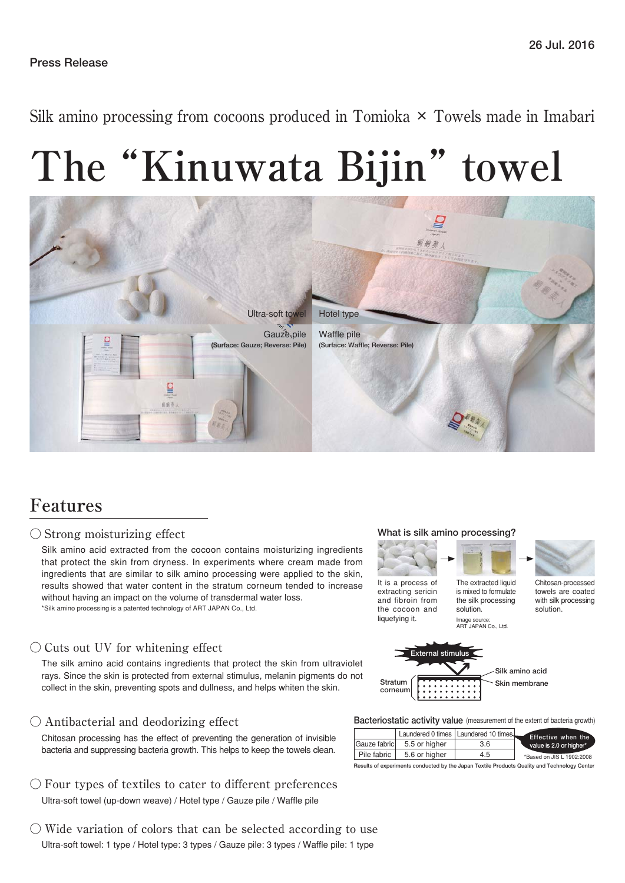Press Release

26 Jul. 2016

Silk amino processing from cocoons produced in Tomioka × Towels made in Imabari

# The "Kinuwata Bijin" towel

Ultra-soft towel

Hotel type

Gauze pile
(Surface: Gauze; Reverse: Pile)

Waffle pile
(Surface: Waffle; Reverse: Pile)

## Features

### ○ Strong moisturizing effect

Silk amino acid extracted from the cocoon contains moisturizing ingredients that protect the skin from dryness. In experiments where cream made from ingredients that are similar to silk amino processing were applied to the skin, results showed that water content in the stratum corneum tended to increase without having an impact on the volume of transdermal water loss.

*Silk amino processing is a patented technology of ART JAPAN Co., Ltd.

**What is silk amino processing?**

It is a process of extracting sericin and fibroin from the cocoon and liquefying it. → The extracted liquid is mixed to formulate the silk processing solution. → Chitosan-processed towels are coated with silk processing solution.

Image source: ART JAPAN Co., Ltd.

### ○ Cuts out UV for whitening effect

The silk amino acid contains ingredients that protect the skin from ultraviolet rays. Since the skin is protected from external stimulus, melanin pigments do not collect in the skin, preventing spots and dullness, and helps whiten the skin.

External stimulus

Silk amino acid

Skin membrane

Stratum corneum

### ○ Antibacterial and deodorizing effect

Chitosan processing has the effect of preventing the generation of invisible bacteria and suppressing bacteria growth. This helps to keep the towels clean.

**Bacteriostatic activity value** (measurement of the extent of bacteria growth)

| | Laundered 0 times | Laundered 10 times |
|---|---|---|
| Gauze fabric | 5.5 or higher | 3.6 |
| Pile fabric | 5.6 or higher | 4.5 |

Effective when the value is 2.0 or higher*

*Based on JIS L 1902:2008

Results of experiments conducted by the Japan Textile Products Quality and Technology Center

### ○ Four types of textiles to cater to different preferences

Ultra-soft towel (up-down weave) / Hotel type / Gauze pile / Waffle pile

### ○ Wide variation of colors that can be selected according to use

Ultra-soft towel: 1 type / Hotel type: 3 types / Gauze pile: 3 types / Waffle pile: 1 type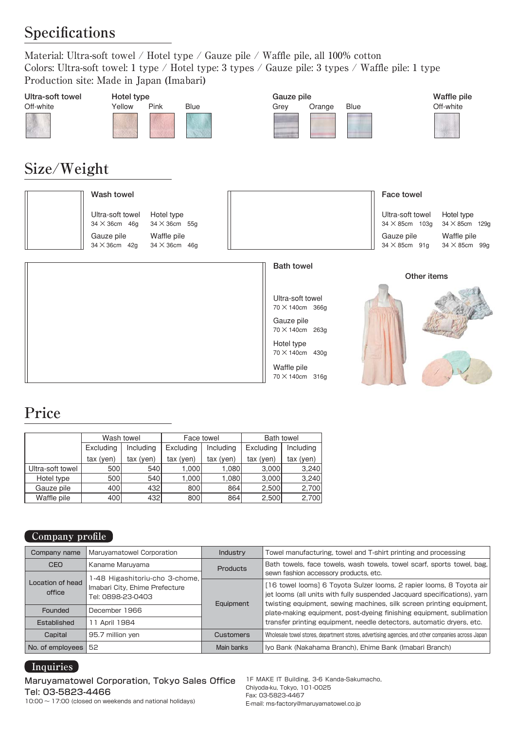## Specifications

Material: Ultra-soft towel / Hotel type / Gauze pile / Waffle pile, all 100% cotton
Colors: Ultra-soft towel: 1 type / Hotel type: 3 types / Gauze pile: 3 types / Waffle pile: 1 type
Production site: Made in Japan (Imabari)

**Ultra-soft towel**
Off-white

**Hotel type**
Yellow Pink Blue

**Gauze pile**
Grey Orange Blue

**Waffle pile**
Off-white

## Size/Weight

**Wash towel**

Ultra-soft towel
34 × 36cm 46g

Hotel type
34 × 36cm 55g

Gauze pile
34 × 36cm 42g

Waffle pile
34 × 36cm 46g

**Face towel**

Ultra-soft towel
34 × 85cm 103g

Hotel type
34 × 85cm 129g

Gauze pile
34 × 85cm 91g

Waffle pile
34 × 85cm 99g

**Bath towel**

Ultra-soft towel
70 × 140cm 366g

Gauze pile
70 × 140cm 263g

Hotel type
70 × 140cm 430g

Waffle pile
70 × 140cm 316g

Other items

## Price

| | Wash towel | | Face towel | | Bath towel | |
|---|---|---|---|---|---|---|
| | Excluding tax (yen) | Including tax (yen) | Excluding tax (yen) | Including tax (yen) | Excluding tax (yen) | Including tax (yen) |
| Ultra-soft towel | 500 | 540 | 1,000 | 1,080 | 3,000 | 3,240 |
| Hotel type | 500 | 540 | 1,000 | 1,080 | 3,000 | 3,240 |
| Gauze pile | 400 | 432 | 800 | 864 | 2,500 | 2,700 |
| Waffle pile | 400 | 432 | 800 | 864 | 2,500 | 2,700 |

## Company profile

| | | | |
|---|---|---|---|
| Company name | Maruyamatowel Corporation | Industry | Towel manufacturing, towel and T-shirt printing and processing |
| CEO | Kaname Maruyama | Products | Bath towels, face towels, wash towels, towel scarf, sports towel, bag, sewn fashion accessory products, etc. |
| Location of head office | 1-48 Higashitoriu-cho 3-chome, Imabari City, Ehime Prefecture Tel: 0898-23-0403 | Equipment | [16 towel looms] 6 Toyota Sulzer looms, 2 rapier looms, 8 Toyota air jet looms (all units with fully suspended Jacquard specifications), yarn twisting equipment, sewing machines, silk screen printing equipment, plate-making equipment, post-dyeing finishing equipment, sublimation transfer printing equipment, needle detectors, automatic dryers, etc. |
| Founded | December 1966 | | |
| Established | 11 April 1984 | | |
| Capital | 95.7 million yen | Customers | Wholesale towel stores, department stores, advertising agencies, and other companies across Japan |
| No. of employees | 52 | Main banks | Iyo Bank (Nakahama Branch), Ehime Bank (Imabari Branch) |

## Inquiries

**Maruyamatowel Corporation, Tokyo Sales Office**
**Tel: 03-5823-4466**
10:00 ~ 17:00 (closed on weekends and national holidays)

1F MAKE IT Building, 3-6 Kanda-Sakumacho,
Chiyoda-ku, Tokyo, 101-0025
Fax: 03-5823-4467
E-mail: ms-factory@maruyamatowel.co.jp